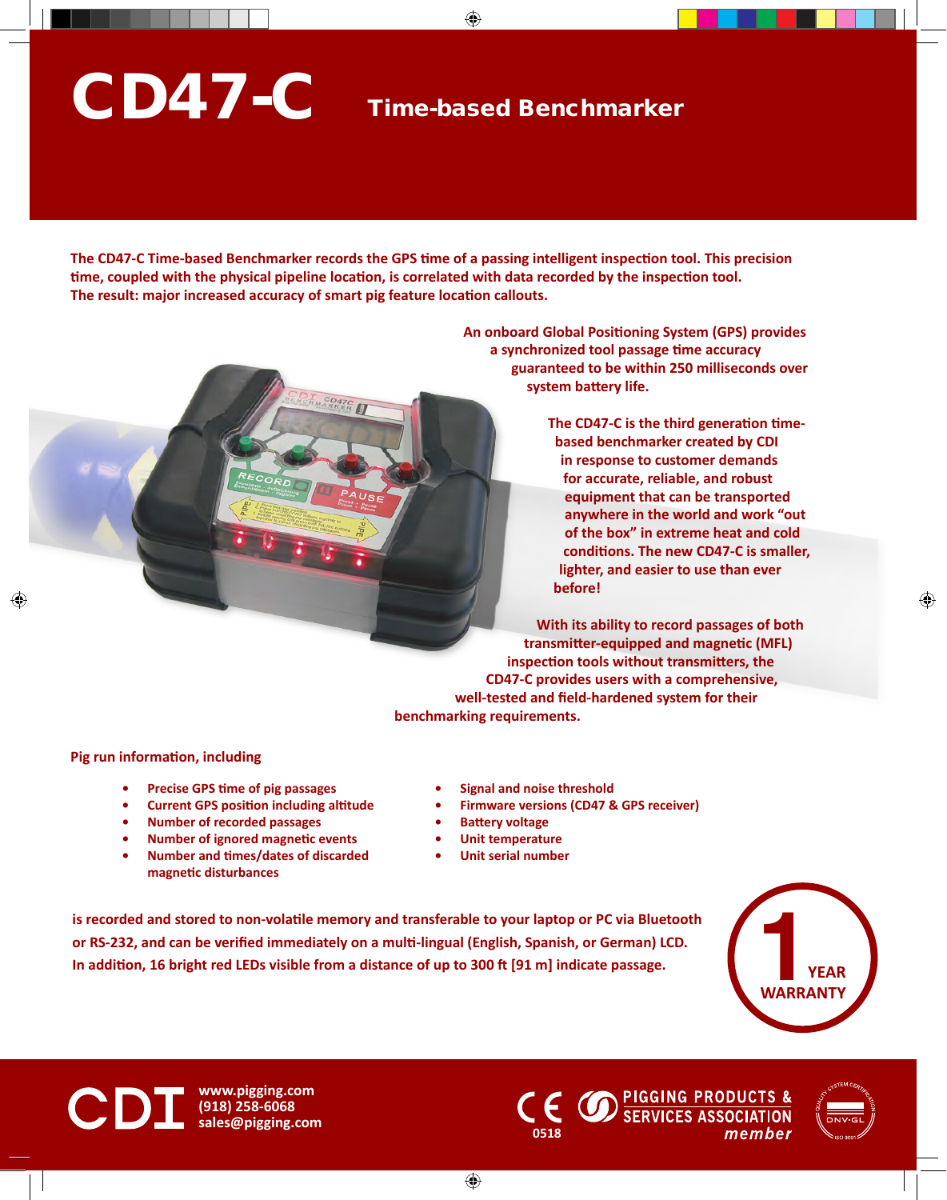# CD47-C

## Time-based Benchmarker

**The CD47-C Time-based Benchmarker records the GPS time of a passing intelligent inspection tool. This precision time, coupled with the physical pipeline location, is correlated with data recorded by the inspection tool. The result: major increased accuracy of smart pig feature location callouts.**

An onboard Global Positioning System (GPS) provides a synchronized tool passage time accuracy guaranteed to be within 250 milliseconds over system battery life.

The CD47-C is the third generation time-based benchmarker created by CDI in response to customer demands for accurate, reliable, and robust equipment that can be transported anywhere in the world and work “out of the box” in extreme heat and cold conditions. The new CD47-C is smaller, lighter, and easier to use than ever before!

With its ability to record passages of both transmitter-equipped and magnetic (MFL) inspection tools without transmitters, the CD47-C provides users with a comprehensive, well-tested and field-hardened system for their benchmarking requirements.

**Pig run information, including**

- Precise GPS time of pig passages
- Current GPS position including altitude
- Number of recorded passages
- Number of ignored magnetic events
- Number and times/dates of discarded magnetic disturbances
- Signal and noise threshold
- Firmware versions (CD47 & GPS receiver)
- Battery voltage
- Unit temperature
- Unit serial number

is recorded and stored to non-volatile memory and transferable to your laptop or PC via Bluetooth or RS-232, and can be verified immediately on a multi-lingual (English, Spanish, or German) LCD. In addition, 16 bright red LEDs visible from a distance of up to 300 ft [91 m] indicate passage.

1 YEAR WARRANTY

CDI
www.pigging.com
(918) 258-6068
sales@pigging.com

CE 0518

PIGGING PRODUCTS & SERVICES ASSOCIATION *member*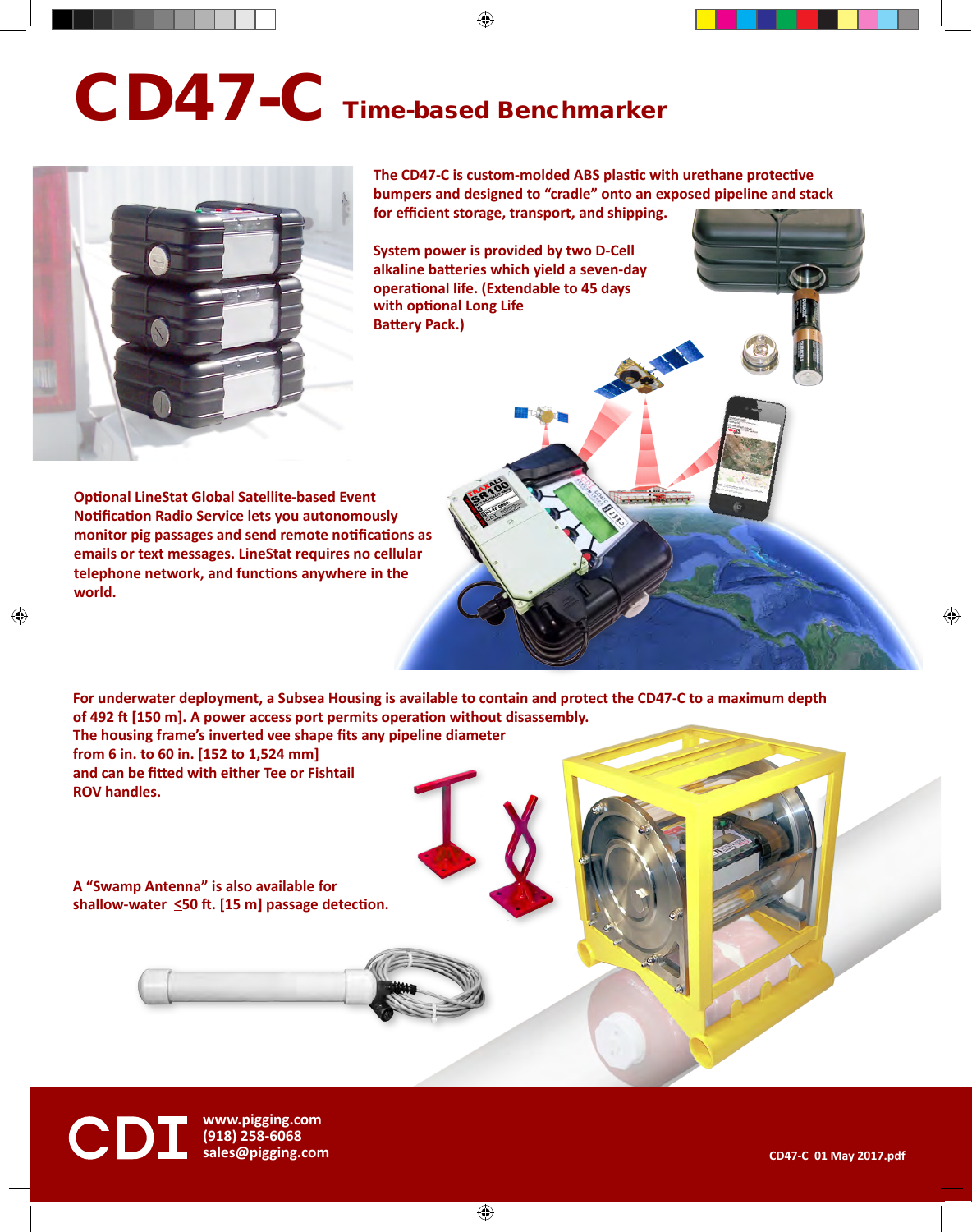# CD47-C Time-based Benchmarker

The CD47-C is custom-molded ABS plastic with urethane protective bumpers and designed to "cradle" onto an exposed pipeline and stack for efficient storage, transport, and shipping.

System power is provided by two D-Cell alkaline batteries which yield a seven-day operational life. (Extendable to 45 days with optional Long Life Battery Pack.)

Optional LineStat Global Satellite-based Event Notification Radio Service lets you autonomously monitor pig passages and send remote notifications as emails or text messages. LineStat requires no cellular telephone network, and functions anywhere in the world.

For underwater deployment, a Subsea Housing is available to contain and protect the CD47-C to a maximum depth of 492 ft [150 m]. A power access port permits operation without disassembly. The housing frame's inverted vee shape fits any pipeline diameter from 6 in. to 60 in. [152 to 1,524 mm] and can be fitted with either Tee or Fishtail ROV handles.

A "Swamp Antenna" is also available for shallow-water ≤50 ft. [15 m] passage detection.

CDI

www.pigging.com
(918) 258-6068
sales@pigging.com

CD47-C 01 May 2017.pdf